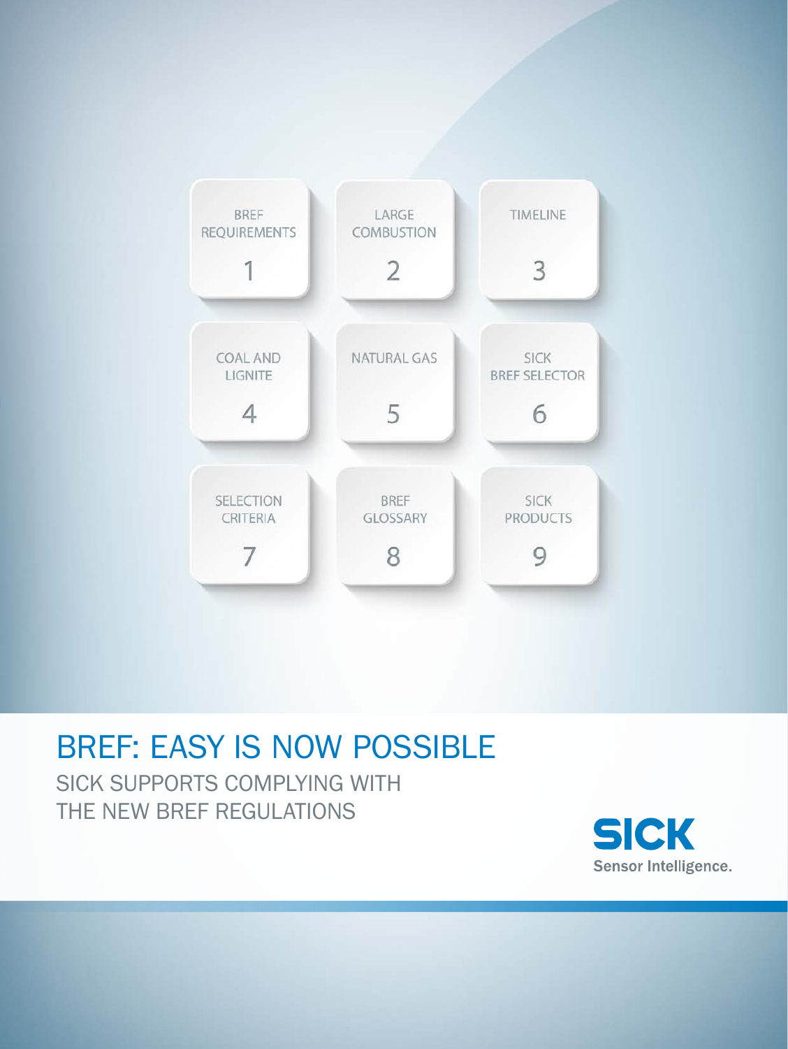BREF REQUIREMENTS 1

LARGE COMBUSTION 2

TIMELINE 3

COAL AND LIGNITE 4

NATURAL GAS 5

SICK BREF SELECTOR 6

SELECTION CRITERIA 7

BREF GLOSSARY 8

SICK PRODUCTS 9

# BREF: EASY IS NOW POSSIBLE

## SICK SUPPORTS COMPLYING WITH THE NEW BREF REGULATIONS

SICK
Sensor Intelligence.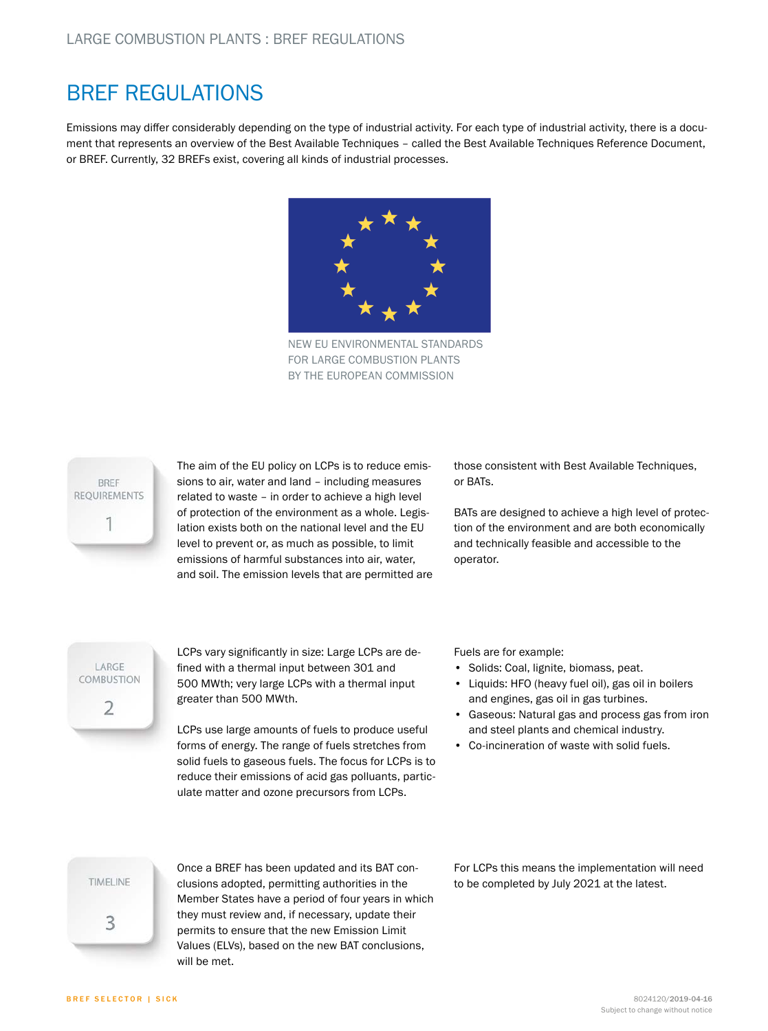# BREF REGULATIONS

Emissions may differ considerably depending on the type of industrial activity. For each type of industrial activity, there is a document that represents an overview of the Best Available Techniques – called the Best Available Techniques Reference Document, or BREF. Currently, 32 BREFs exist, covering all kinds of industrial processes.

NEW EU ENVIRONMENTAL STANDARDS
FOR LARGE COMBUSTION PLANTS
BY THE EUROPEAN COMMISSION

## BREF REQUIREMENTS 1

The aim of the EU policy on LCPs is to reduce emissions to air, water and land – including measures related to waste – in order to achieve a high level of protection of the environment as a whole. Legislation exists both on the national level and the EU level to prevent or, as much as possible, to limit emissions of harmful substances into air, water, and soil. The emission levels that are permitted are those consistent with Best Available Techniques, or BATs.

BATs are designed to achieve a high level of protection of the environment and are both economically and technically feasible and accessible to the operator.

## LARGE COMBUSTION 2

LCPs vary significantly in size: Large LCPs are defined with a thermal input between 301 and 500 MWth; very large LCPs with a thermal input greater than 500 MWth.

LCPs use large amounts of fuels to produce useful forms of energy. The range of fuels stretches from solid fuels to gaseous fuels. The focus for LCPs is to reduce their emissions of acid gas polluants, particulate matter and ozone precursors from LCPs.

Fuels are for example:

- Solids: Coal, lignite, biomass, peat.
- Liquids: HFO (heavy fuel oil), gas oil in boilers and engines, gas oil in gas turbines.
- Gaseous: Natural gas and process gas from iron and steel plants and chemical industry.
- Co-incineration of waste with solid fuels.

## TIMELINE 3

Once a BREF has been updated and its BAT conclusions adopted, permitting authorities in the Member States have a period of four years in which they must review and, if necessary, update their permits to ensure that the new Emission Limit Values (ELVs), based on the new BAT conclusions, will be met.

For LCPs this means the implementation will need to be completed by July 2021 at the latest.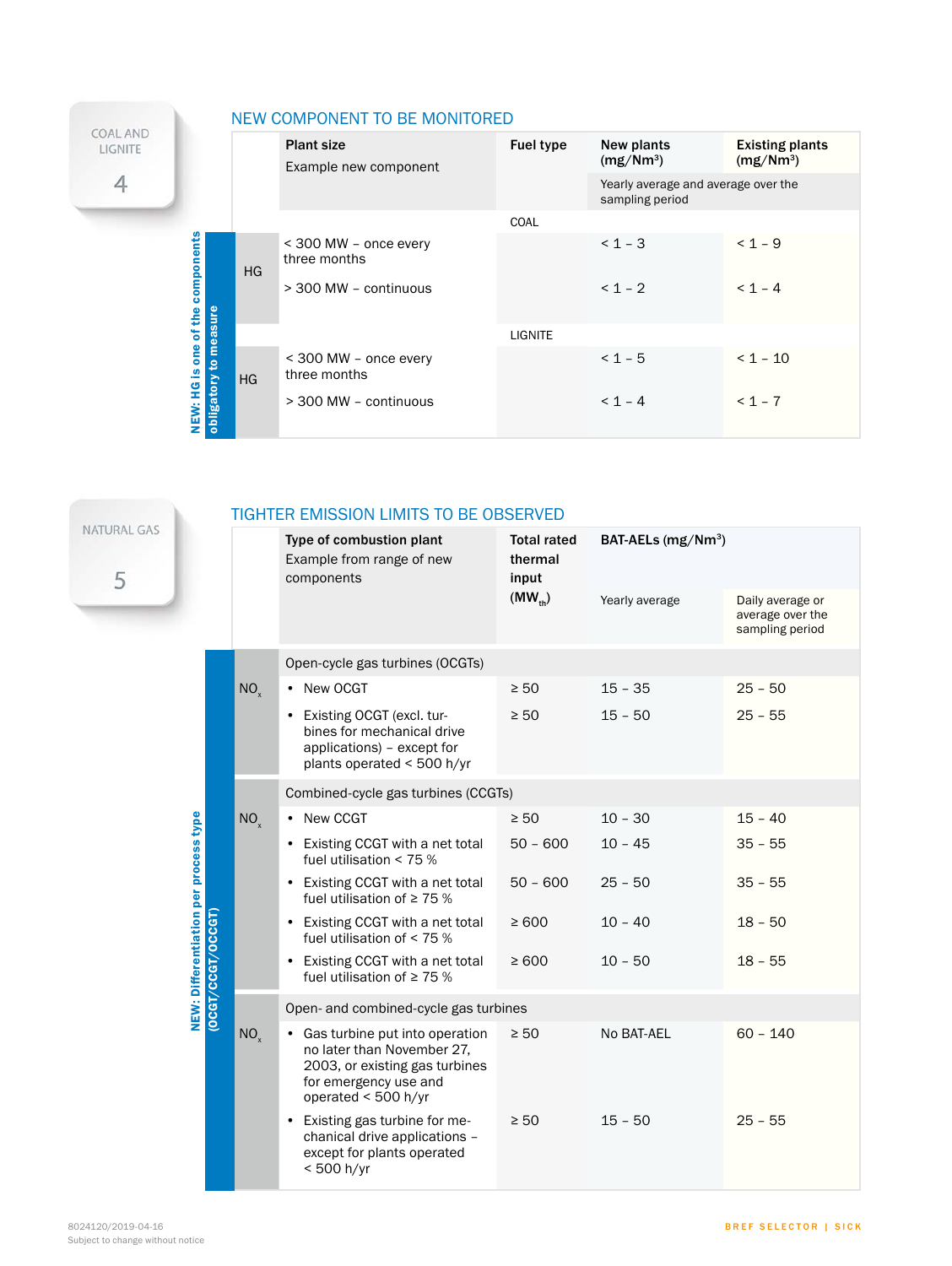COAL AND LIGNITE

4

## NEW COMPONENT TO BE MONITORED

NEW: HG is one of the components obligatory to measure

| | Plant size<br>Example new component | Fuel type | New plants ($mg/Nm^3$) | Existing plants ($mg/Nm^3$) |
|---|---|---|---|---|
| | | | Yearly average and average over the sampling period | |
| | | COAL | | |
| HG | < 300 MW – once every three months | | < 1 – 3 | < 1 – 9 |
| | > 300 MW – continuous | | < 1 – 2 | < 1 – 4 |
| | | LIGNITE | | |
| HG | < 300 MW – once every three months | | < 1 – 5 | < 1 – 10 |
| | > 300 MW – continuous | | < 1 – 4 | < 1 – 7 |

NATURAL GAS

5

## TIGHTER EMISSION LIMITS TO BE OBSERVED

NEW: Differentiation per process type (OCGT/CCGT/OCCGT)

| | Type of combustion plant<br>Example from range of new components | Total rated thermal input ($MW_{th}$) | BAT-AELs ($mg/Nm^3$) | |
|---|---|---|---|---|
| | | | Yearly average | Daily average or average over the sampling period |
| | Open-cycle gas turbines (OCGTs) | | | |
| $NO_x$ | • New OCGT | ≥ 50 | 15 – 35 | 25 – 50 |
| | • Existing OCGT (excl. turbines for mechanical drive applications) – except for plants operated < 500 h/yr | ≥ 50 | 15 – 50 | 25 – 55 |
| | Combined-cycle gas turbines (CCGTs) | | | |
| $NO_x$ | • New CCGT | ≥ 50 | 10 – 30 | 15 – 40 |
| | • Existing CCGT with a net total fuel utilisation < 75 % | 50 – 600 | 10 – 45 | 35 – 55 |
| | • Existing CCGT with a net total fuel utilisation of ≥ 75 % | 50 – 600 | 25 – 50 | 35 – 55 |
| | • Existing CCGT with a net total fuel utilisation of < 75 % | ≥ 600 | 10 – 40 | 18 – 50 |
| | • Existing CCGT with a net total fuel utilisation of ≥ 75 % | ≥ 600 | 10 – 50 | 18 – 55 |
| | Open- and combined-cycle gas turbines | | | |
| $NO_x$ | • Gas turbine put into operation no later than November 27, 2003, or existing gas turbines for emergency use and operated < 500 h/yr | ≥ 50 | No BAT-AEL | 60 – 140 |
| | • Existing gas turbine for mechanical drive applications – except for plants operated < 500 h/yr | ≥ 50 | 15 – 50 | 25 – 55 |

8024120/2019-04-16
Subject to change without notice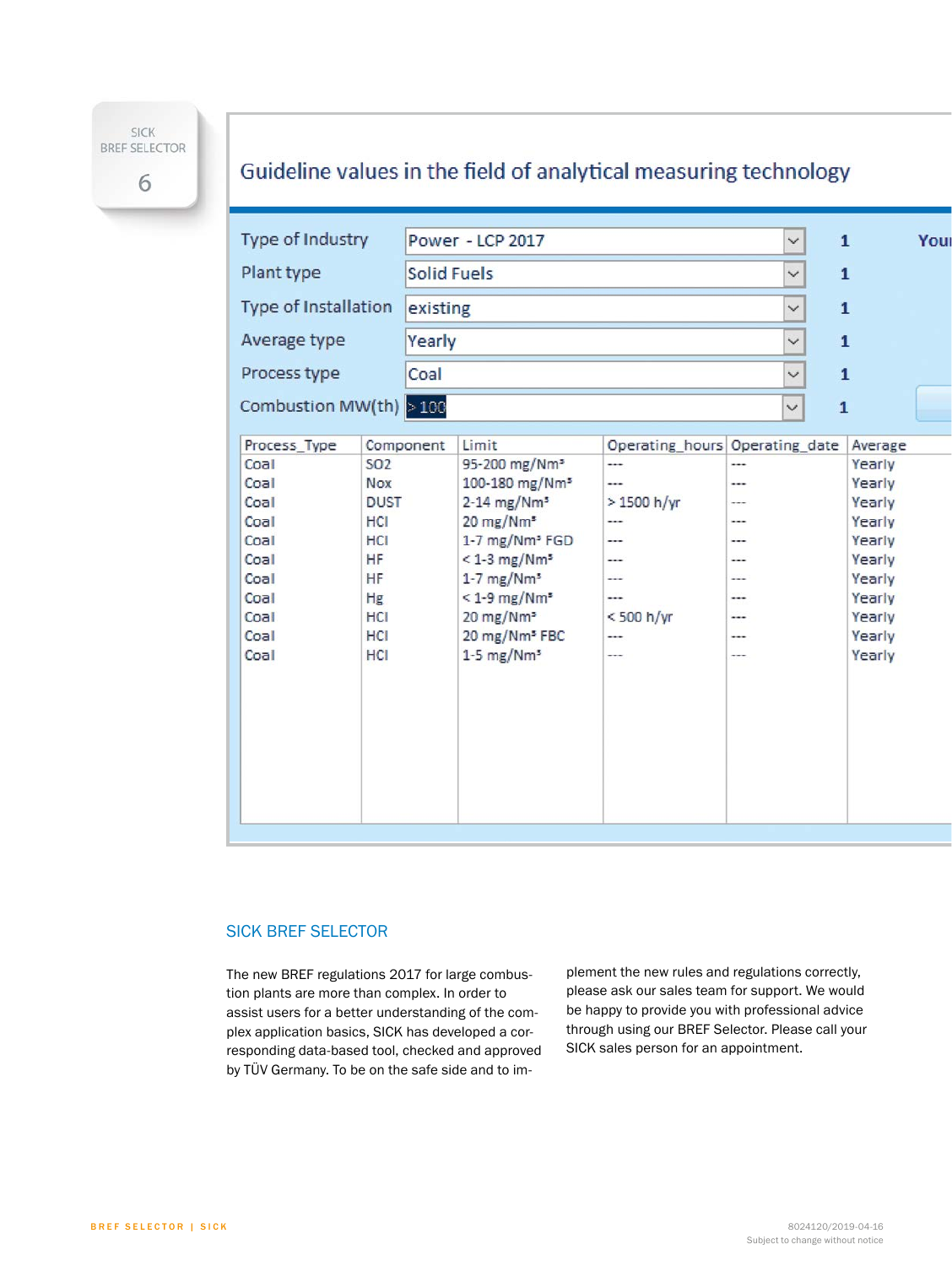SICK BREF SELECTOR 6

## Guideline values in the field of analytical measuring technology

| | | |
|---|---|---|
| Type of Industry | Power - LCP 2017 | 1 |
| Plant type | Solid Fuels | 1 |
| Type of Installation | existing | 1 |
| Average type | Yearly | 1 |
| Process type | Coal | 1 |
| Combustion MW(th) | > 100 | 1 |

| Process_Type | Component | Limit | Operating_hours | Operating_date | Average |
|---|---|---|---|---|---|
| Coal | SO2 | 95-200 mg/Nm³ | --- | --- | Yearly |
| Coal | Nox | 100-180 mg/Nm³ | --- | --- | Yearly |
| Coal | DUST | 2-14 mg/Nm³ | > 1500 h/yr | --- | Yearly |
| Coal | HCl | 20 mg/Nm³ | --- | --- | Yearly |
| Coal | HCl | 1-7 mg/Nm³ FGD | --- | --- | Yearly |
| Coal | HF | < 1-3 mg/Nm³ | --- | --- | Yearly |
| Coal | HF | 1-7 mg/Nm³ | --- | --- | Yearly |
| Coal | Hg | < 1-9 mg/Nm³ | --- | --- | Yearly |
| Coal | HCl | 20 mg/Nm³ | < 500 h/yr | --- | Yearly |
| Coal | HCl | 20 mg/Nm³ FBC | --- | --- | Yearly |
| Coal | HCl | 1-5 mg/Nm³ | --- | --- | Yearly |

## SICK BREF SELECTOR

The new BREF regulations 2017 for large combustion plants are more than complex. In order to assist users for a better understanding of the complex application basics, SICK has developed a corresponding data-based tool, checked and approved by TÜV Germany. To be on the safe side and to implement the new rules and regulations correctly, please ask our sales team for support. We would be happy to provide you with professional advice through using our BREF Selector. Please call your SICK sales person for an appointment.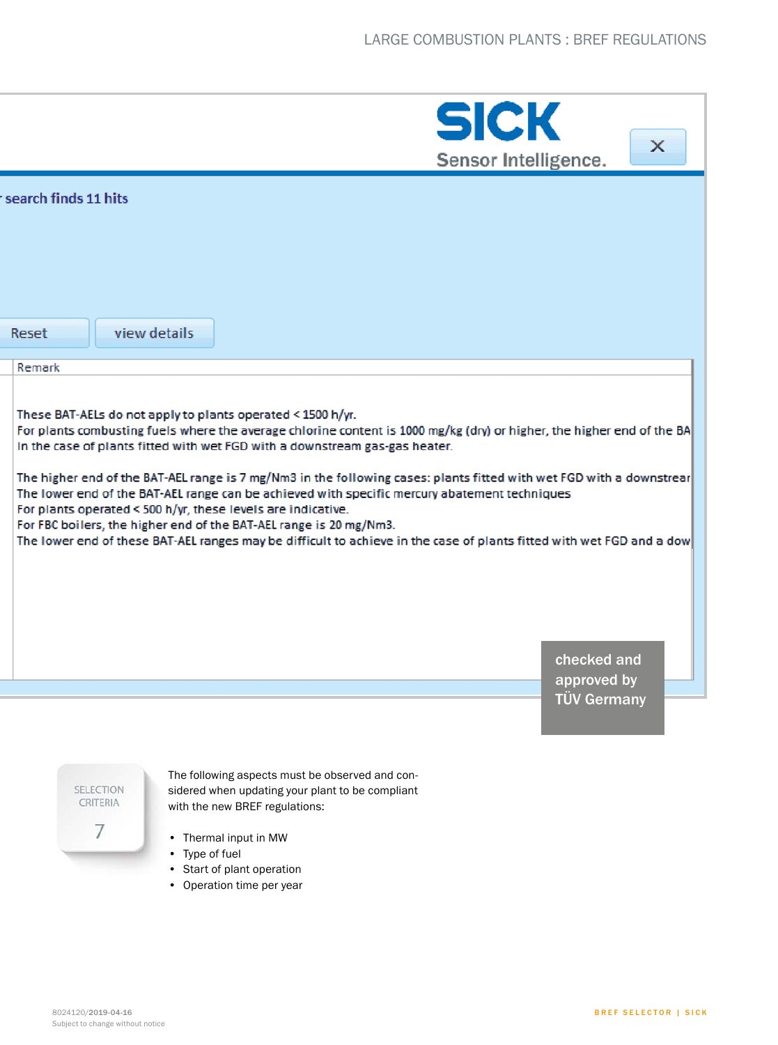search finds 11 hits

Reset | view details

Remark

These BAT-AELs do not apply to plants operated < 1500 h/yr.
For plants combusting fuels where the average chlorine content is 1000 mg/kg (dry) or higher, the higher end of the BA
In the case of plants fitted with wet FGD with a downstream gas-gas heater.

The higher end of the BAT-AEL range is 7 mg/Nm3 in the following cases: plants fitted with wet FGD with a downstrear
The lower end of the BAT-AEL range can be achieved with specific mercury abatement techniques
For plants operated < 500 h/yr, these levels are indicative.
For FBC boilers, the higher end of the BAT-AEL range is 20 mg/Nm3.
The lower end of these BAT-AEL ranges may be difficult to achieve in the case of plants fitted with wet FGD and a dow

checked and approved by TÜV Germany

SELECTION CRITERIA

7

The following aspects must be observed and considered when updating your plant to be compliant with the new BREF regulations:

- Thermal input in MW
- Type of fuel
- Start of plant operation
- Operation time per year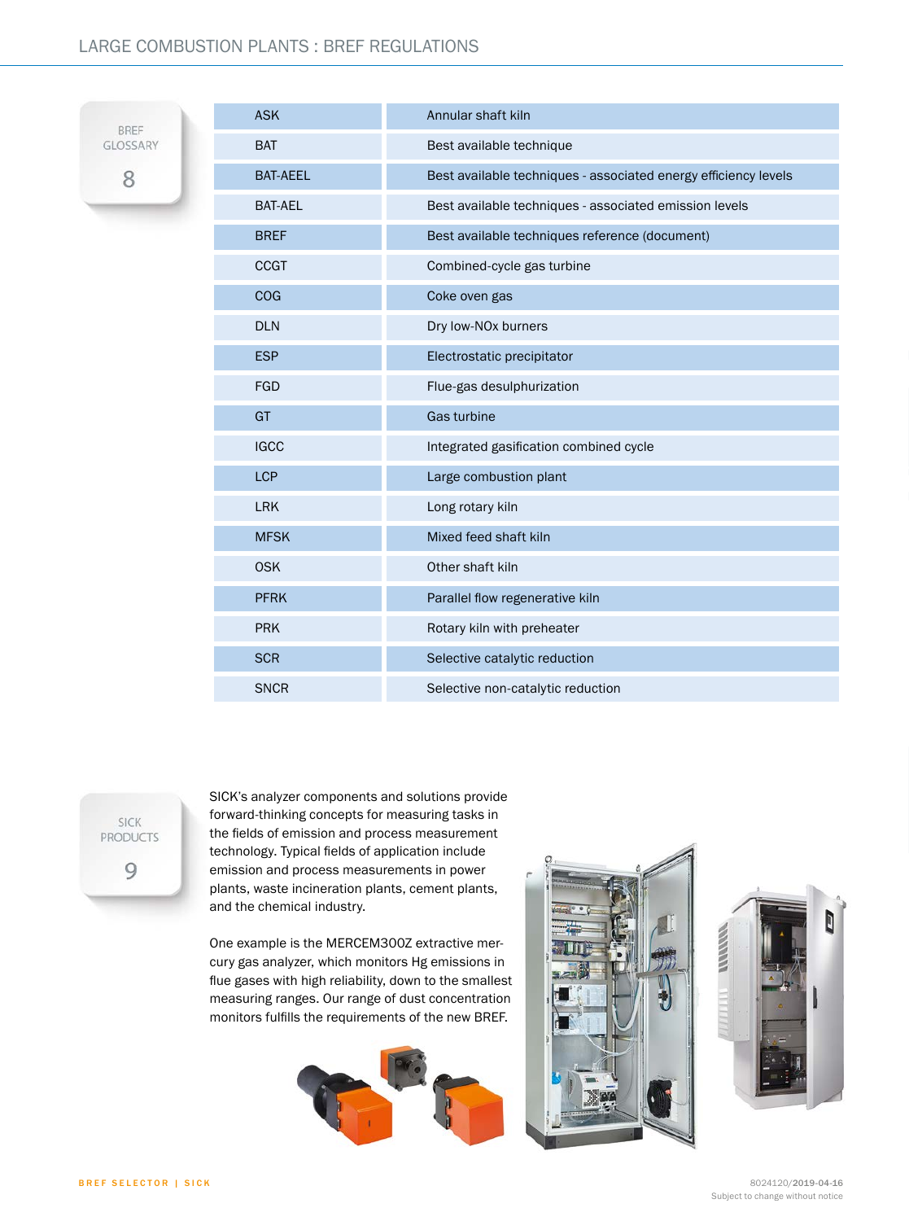## BREF GLOSSARY 8

| | |
|---|---|
| ASK | Annular shaft kiln |
| BAT | Best available technique |
| BAT-AEEL | Best available techniques - associated energy efficiency levels |
| BAT-AEL | Best available techniques - associated emission levels |
| BREF | Best available techniques reference (document) |
| CCGT | Combined-cycle gas turbine |
| COG | Coke oven gas |
| DLN | Dry low-NOx burners |
| ESP | Electrostatic precipitator |
| FGD | Flue-gas desulphurization |
| GT | Gas turbine |
| IGCC | Integrated gasification combined cycle |
| LCP | Large combustion plant |
| LRK | Long rotary kiln |
| MFSK | Mixed feed shaft kiln |
| OSK | Other shaft kiln |
| PFRK | Parallel flow regenerative kiln |
| PRK | Rotary kiln with preheater |
| SCR | Selective catalytic reduction |
| SNCR | Selective non-catalytic reduction |

## SICK PRODUCTS 9

SICK's analyzer components and solutions provide forward-thinking concepts for measuring tasks in the fields of emission and process measurement technology. Typical fields of application include emission and process measurements in power plants, waste incineration plants, cement plants, and the chemical industry.

One example is the MERCEM300Z extractive mercury gas analyzer, which monitors Hg emissions in flue gases with high reliability, down to the smallest measuring ranges. Our range of dust concentration monitors fulfills the requirements of the new BREF.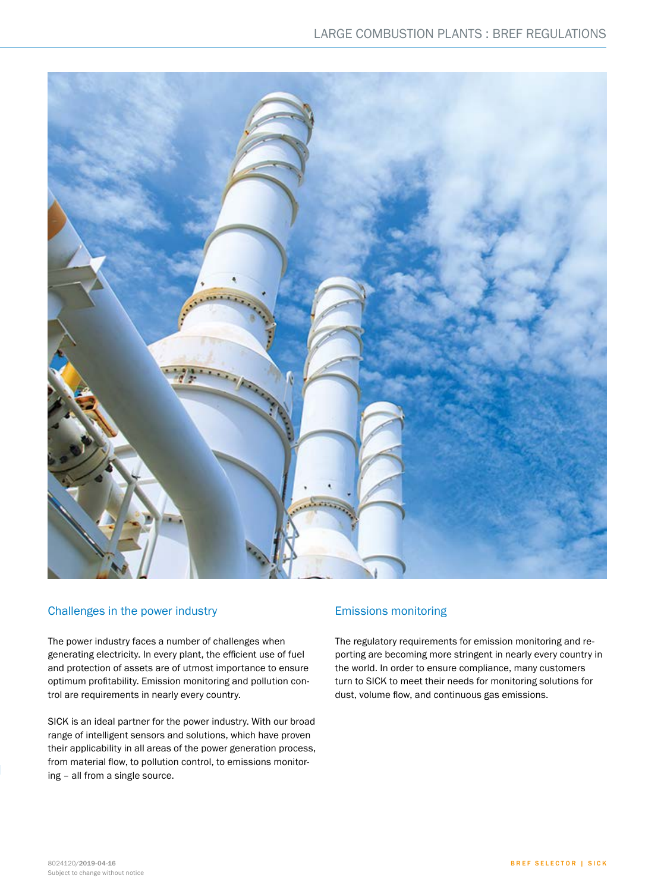## Challenges in the power industry

The power industry faces a number of challenges when generating electricity. In every plant, the efficient use of fuel and protection of assets are of utmost importance to ensure optimum profitability. Emission monitoring and pollution control are requirements in nearly every country.

SICK is an ideal partner for the power industry. With our broad range of intelligent sensors and solutions, which have proven their applicability in all areas of the power generation process, from material flow, to pollution control, to emissions monitoring – all from a single source.

## Emissions monitoring

The regulatory requirements for emission monitoring and reporting are becoming more stringent in nearly every country in the world. In order to ensure compliance, many customers turn to SICK to meet their needs for monitoring solutions for dust, volume flow, and continuous gas emissions.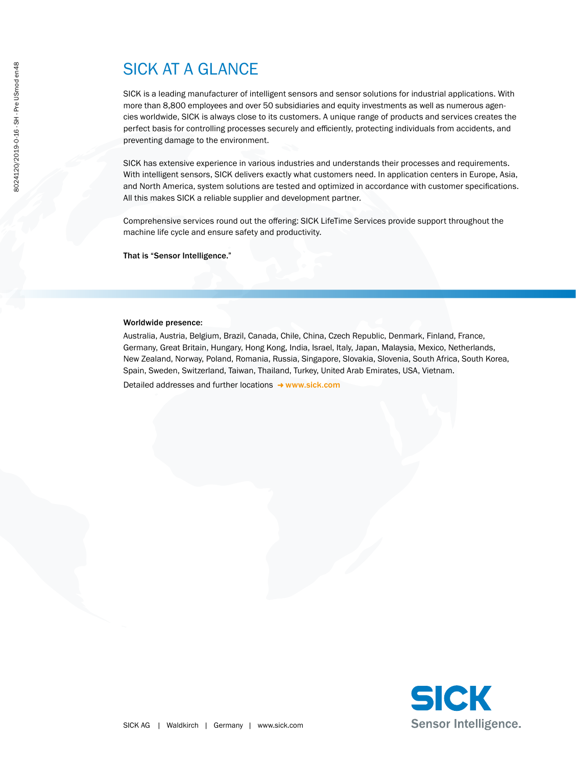# SICK AT A GLANCE

SICK is a leading manufacturer of intelligent sensors and sensor solutions for industrial applications. With more than 8,800 employees and over 50 subsidiaries and equity investments as well as numerous agencies worldwide, SICK is always close to its customers. A unique range of products and services creates the perfect basis for controlling processes securely and efficiently, protecting individuals from accidents, and preventing damage to the environment.

SICK has extensive experience in various industries and understands their processes and requirements. With intelligent sensors, SICK delivers exactly what customers need. In application centers in Europe, Asia, and North America, system solutions are tested and optimized in accordance with customer specifications. All this makes SICK a reliable supplier and development partner.

Comprehensive services round out the offering: SICK LifeTime Services provide support throughout the machine life cycle and ensure safety and productivity.

**That is "Sensor Intelligence."**

**Worldwide presence:**

Australia, Austria, Belgium, Brazil, Canada, Chile, China, Czech Republic, Denmark, Finland, France, Germany, Great Britain, Hungary, Hong Kong, India, Israel, Italy, Japan, Malaysia, Mexico, Netherlands, New Zealand, Norway, Poland, Romania, Russia, Singapore, Slovakia, Slovenia, South Africa, South Korea, Spain, Sweden, Switzerland, Taiwan, Thailand, Turkey, United Arab Emirates, USA, Vietnam.

Detailed addresses and further locations → www.sick.com

SICK AG | Waldkirch | Germany | www.sick.com

SICK
Sensor Intelligence.

8024120/2019-0-16 · SH · Pre USmod en48